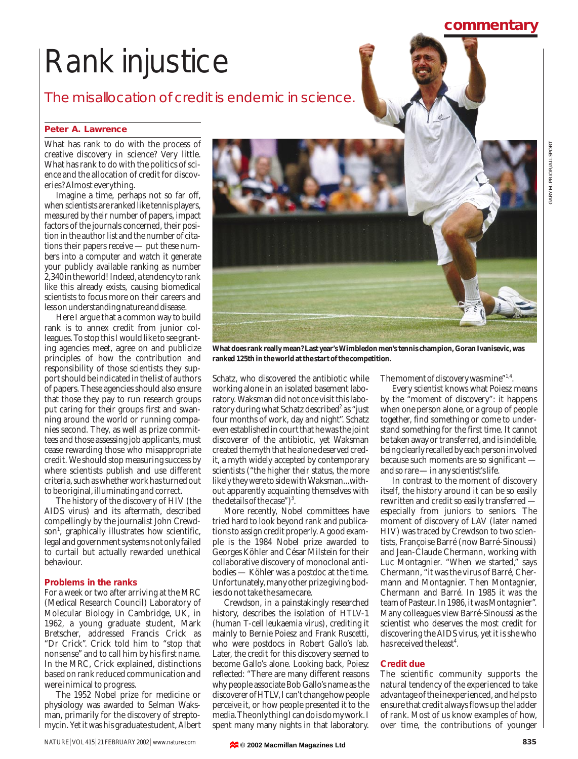# Rank injustice

## The misallocation of credit is endemic in science.

**Peter A. Lawrence**

What has rank to do with the process of creative discovery in science? Very little. What has rank to do with the politics of science and the allocation of credit for discoveries? Almost everything.

Imagine a time, perhaps not so far off, when scientists are ranked like tennis players, measured by their number of papers, impact factors of the journals concerned, their position in the author list and the number of citations their papers receive — put these numbers into a computer and watch it generate your publicly available ranking as number 2,340 in the world! Indeed, a tendency to rank like this already exists, causing biomedical scientists to focus more on their careers and less on understanding nature and disease.

Here I argue that a common way to build rank is to annex credit from junior colleagues. To stop this I would like to see granting agencies meet, agree on and publicize principles of how the contribution and responsibility of those scientists they support should be indicated in the list of authors of papers. These agencies should also ensure that those they pay to run research groups put caring for their groups first and swanning around the world or running companies second. They, as well as prize committees and those assessing job applicants, must cease rewarding those who misappropriate credit. We should stop measuring success by where scientists publish and use different criteria, such as whether work has turned out to be original, illuminating and correct.

The history of the discovery of HIV (the AIDS virus) and its aftermath, described compellingly by the journalist John Crewdson[1], graphically illustrates how scientific, legal and government systems not only failed to curtail but actually rewarded unethical behaviour.

**What does rank really mean? Last year's Wimbledon men's tennis champion, Goran Ivanisevic, was ranked 125th in the world at the start of the competition.**

### Problems in the ranks

For a week or two after arriving at the MRC (Medical Research Council) Laboratory of Molecular Biology in Cambridge, UK, in 1962, a young graduate student, Mark Bretscher, addressed Francis Crick as "Dr Crick". Crick told him to "stop that nonsense" and to call him by his first name. In the MRC, Crick explained, distinctions based on rank reduced communication and were inimical to progress.

The 1952 Nobel prize for medicine or physiology was awarded to Selman Waksman, primarily for the discovery of streptomycin. Yet it was his graduate student, Albert Schatz, who discovered the antibiotic while working alone in an isolated basement laboratory. Waksman did not once visit this laboratory during what Schatz described[2] as "just four months of work, day and night". Schatz even established in court that he was the joint discoverer of the antibiotic, yet Waksman created the myth that he alone deserved credit, a myth widely accepted by contemporary scientists ("the higher their status, the more likely they were to side with Waksman...without apparently acquainting themselves with the details of the case")[3].

More recently, Nobel committees have tried hard to look beyond rank and publications to assign credit properly. A good example is the 1984 Nobel prize awarded to Georges Köhler and César Milstein for their collaborative discovery of monoclonal antibodies — Köhler was a postdoc at the time. Unfortunately, many other prize giving bodies do not take the same care.

Crewdson, in a painstakingly researched history, describes the isolation of HTLV-1 (human T-cell leukaemia virus), crediting it mainly to Bernie Poiesz and Frank Ruscetti, who were postdocs in Robert Gallo's lab. Later, the credit for this discovery seemed to become Gallo's alone. Looking back, Poiesz reflected: "There are many different reasons why people associate Bob Gallo's name as the discoverer of HTLV, I can't change how people perceive it, or how people presented it to the media. The only thing I can do is do my work. I spent many many nights in that laboratory. The moment of discovery was mine"[1,4].

Every scientist knows what Poiesz means by the "moment of discovery": it happens when one person alone, or a group of people together, find something or come to understand something for the first time. It cannot be taken away or transferred, and is indelible, being clearly recalled by each person involved because such moments are so significant — and so rare — in any scientist's life.

In contrast to the moment of discovery itself, the history around it can be so easily rewritten and credit so easily transferred — especially from juniors to seniors. The moment of discovery of LAV (later named HIV) was traced by Crewdson to two scientists, Françoise Barré (now Barré-Sinoussi) and Jean-Claude Chermann, working with Luc Montagnier. "When we started," says Chermann, "it was the virus of Barré, Chermann and Montagnier. Then Montagnier, Chermann and Barré. In 1985 it was the team of Pasteur. In 1986, it was Montagnier". Many colleagues view Barré-Sinoussi as the scientist who deserves the most credit for discovering the AIDS virus, yet it is she who has received the least[4].

### Credit due

The scientific community supports the natural tendency of the experienced to take advantage of the inexperienced, and helps to ensure that credit always flows up the ladder of rank. Most of us know examples of how, over time, the contributions of younger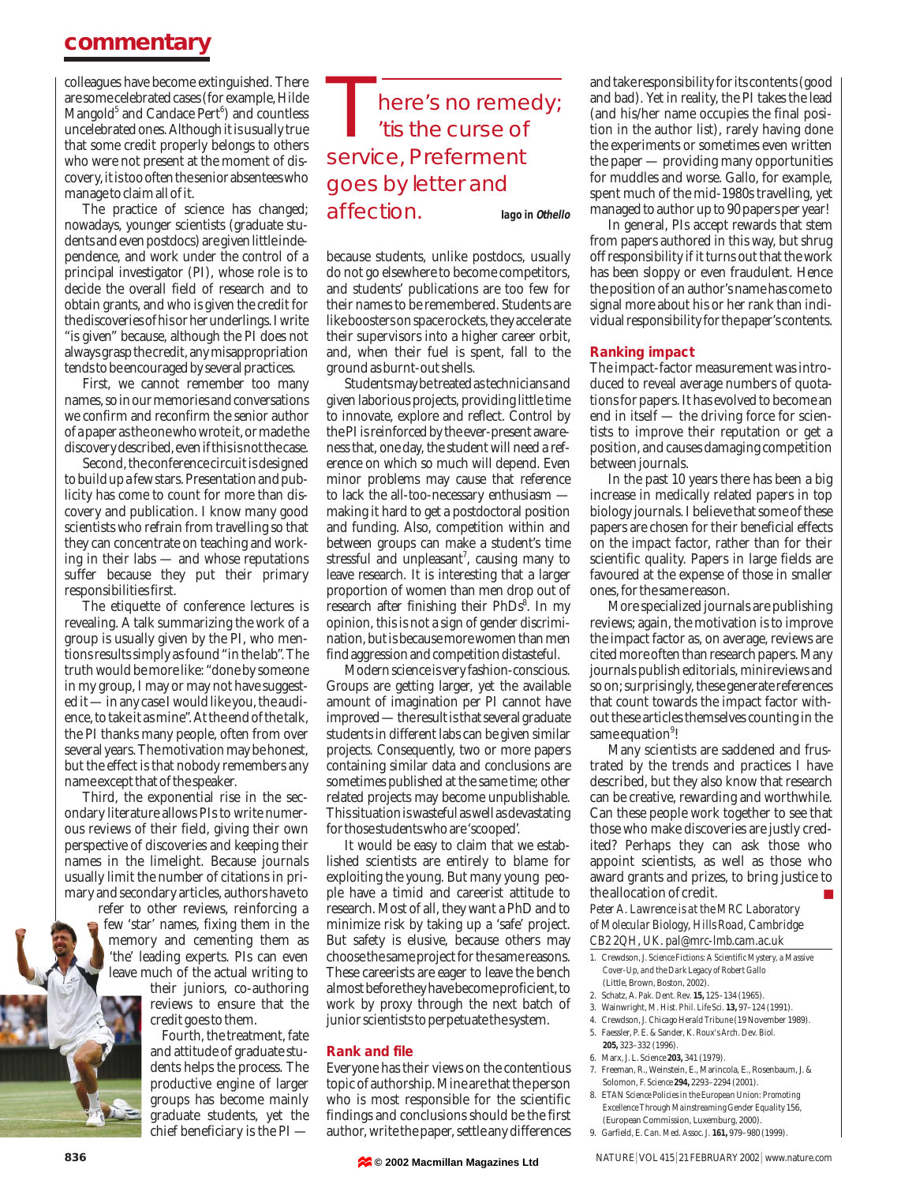colleagues have become extinguished. There are some celebrated cases (for example, Hilde Mangold[5] and Candace Pert[6]) and countless uncelebrated ones. Although it is usually true that some credit properly belongs to others who were not present at the moment of discovery, it is too often the senior absentees who manage to claim all of it.

The practice of science has changed; nowadays, younger scientists (graduate students and even postdocs) are given little independence, and work under the control of a principal investigator (PI), whose role is to decide the overall field of research and to obtain grants, and who is given the credit for the discoveries of his or her underlings. I write "is given" because, although the PI does not always grasp the credit, any misappropriation tends to be encouraged by several practices.

First, we cannot remember too many names, so in our memories and conversations we confirm and reconfirm the senior author of a paper as the one who wrote it, or made the discovery described, even if this is not the case.

Second, the conference circuit is designed to build up a few stars. Presentation and publicity has come to count for more than discovery and publication. I know many good scientists who refrain from travelling so that they can concentrate on teaching and working in their labs — and whose reputations suffer because they put their primary responsibilities first.

The etiquette of conference lectures is revealing. A talk summarizing the work of a group is usually given by the PI, who mentions results simply as found "in the lab". The truth would be more like: "done by someone in my group, I may or may not have suggested it — in any case I would like you, the audience, to take it as mine". At the end of the talk, the PI thanks many people, often from over several years. The motivation may be honest, but the effect is that nobody remembers any name except that of the speaker.

Third, the exponential rise in the secondary literature allows PIs to write numerous reviews of their field, giving their own perspective of discoveries and keeping their names in the limelight. Because journals usually limit the number of citations in primary and secondary articles, authors have to refer to other reviews, reinforcing a few 'star' names, fixing them in the memory and cementing them as 'the' leading experts. PIs can even leave much of the actual writing to their juniors, co-authoring reviews to ensure that the credit goes to them.

Fourth, the treatment, fate and attitude of graduate students helps the process. The productive engine of larger groups has become mainly graduate students, yet the chief beneficiary is the PI — because students, unlike postdocs, usually do not go elsewhere to become competitors, and students' publications are too few for their names to be remembered. Students are like boosters on space rockets, they accelerate their supervisors into a higher career orbit, and, when their fuel is spent, fall to the ground as burnt-out shells.

> There's no remedy; 'tis the curse of service, Preferment goes by letter and affection.
>
> **Iago in *Othello***

Students may be treated as technicians and given laborious projects, providing little time to innovate, explore and reflect. Control by the PI is reinforced by the ever-present awareness that, one day, the student will need a reference on which so much will depend. Even minor problems may cause that reference to lack the all-too-necessary enthusiasm — making it hard to get a postdoctoral position and funding. Also, competition within and between groups can make a student's time stressful and unpleasant[7], causing many to leave research. It is interesting that a larger proportion of women than men drop out of research after finishing their PhDs[8]. In my opinion, this is not a sign of gender discrimination, but is because more women than men find aggression and competition distasteful.

Modern science is very fashion-conscious. Groups are getting larger, yet the available amount of imagination per PI cannot have improved — the result is that several graduate students in different labs can be given similar projects. Consequently, two or more papers containing similar data and conclusions are sometimes published at the same time; other related projects may become unpublishable. This situation is wasteful as well as devastating for those students who are 'scooped'.

It would be easy to claim that we established scientists are entirely to blame for exploiting the young. But many young people have a timid and careerist attitude to research. Most of all, they want a PhD and to minimize risk by taking up a 'safe' project. But safety is elusive, because others may choose the same project for the same reasons. These careerists are eager to leave the bench almost before they have become proficient, to work by proxy through the next batch of junior scientists to perpetuate the system.

## Rank and file

Everyone has their views on the contentious topic of authorship. Mine are that the person who is most responsible for the scientific findings and conclusions should be the first author, write the paper, settle any differences and take responsibility for its contents (good and bad). Yet in reality, the PI takes the lead (and his/her name occupies the final position in the author list), rarely having done the experiments or sometimes even written the paper — providing many opportunities for muddles and worse. Gallo, for example, spent much of the mid-1980s travelling, yet managed to author up to 90 papers per year!

In general, PIs accept rewards that stem from papers authored in this way, but shrug off responsibility if it turns out that the work has been sloppy or even fraudulent. Hence the position of an author's name has come to signal more about his or her rank than individual responsibility for the paper's contents.

## Ranking impact

The impact-factor measurement was introduced to reveal average numbers of quotations for papers. It has evolved to become an end in itself — the driving force for scientists to improve their reputation or get a position, and causes damaging competition between journals.

In the past 10 years there has been a big increase in medically related papers in top biology journals. I believe that some of these papers are chosen for their beneficial effects on the impact factor, rather than for their scientific quality. Papers in large fields are favoured at the expense of those in smaller ones, for the same reason.

More specialized journals are publishing reviews; again, the motivation is to improve the impact factor as, on average, reviews are cited more often than research papers. Many journals publish editorials, minireviews and so on; surprisingly, these generate references that count towards the impact factor without these articles themselves counting in the same equation[9]!

Many scientists are saddened and frustrated by the trends and practices I have described, but they also know that research can be creative, rewarding and worthwhile. Can these people work together to see that those who make discoveries are justly credited? Perhaps they can ask those who appoint scientists, as well as those who award grants and prizes, to bring justice to the allocation of credit. ■

*Peter A. Lawrence is at the MRC Laboratory of Molecular Biology, Hills Road, Cambridge CB2 2QH, UK. pal@mrc-lmb.cam.ac.uk*

1. Crewdson, J. *Science Fictions: A Scientific Mystery, a Massive Cover-Up, and the Dark Legacy of Robert Gallo* (Little, Brown, Boston, 2002).
2. Schatz, A. *Pak. Dent. Rev.* **15,** 125–134 (1965).
3. Wainwright, M. *Hist. Phil. Life Sci.* **13,** 97–124 (1991).
4. Crewdson, J. *Chicago Herald Tribune* (19 November 1989).
5. Faessler, P. E. & Sander, K. *Roux's Arch. Dev. Biol.* **205,** 323–332 (1996).
6. Marx, J. L. *Science* **203,** 341 (1979).
7. Freeman, R., Weinstein, E., Marincola, E., Rosenbaum, J. & Solomon, F. *Science* **294,** 2293–2294 (2001).
8. ETAN *Science Policies in the European Union: Promoting Excellence Through Mainstreaming Gender Equality* 156, (European Commission, Luxemburg, 2000).
9. Garfield, E. *Can. Med. Assoc. J.* **161,** 979–980 (1999).